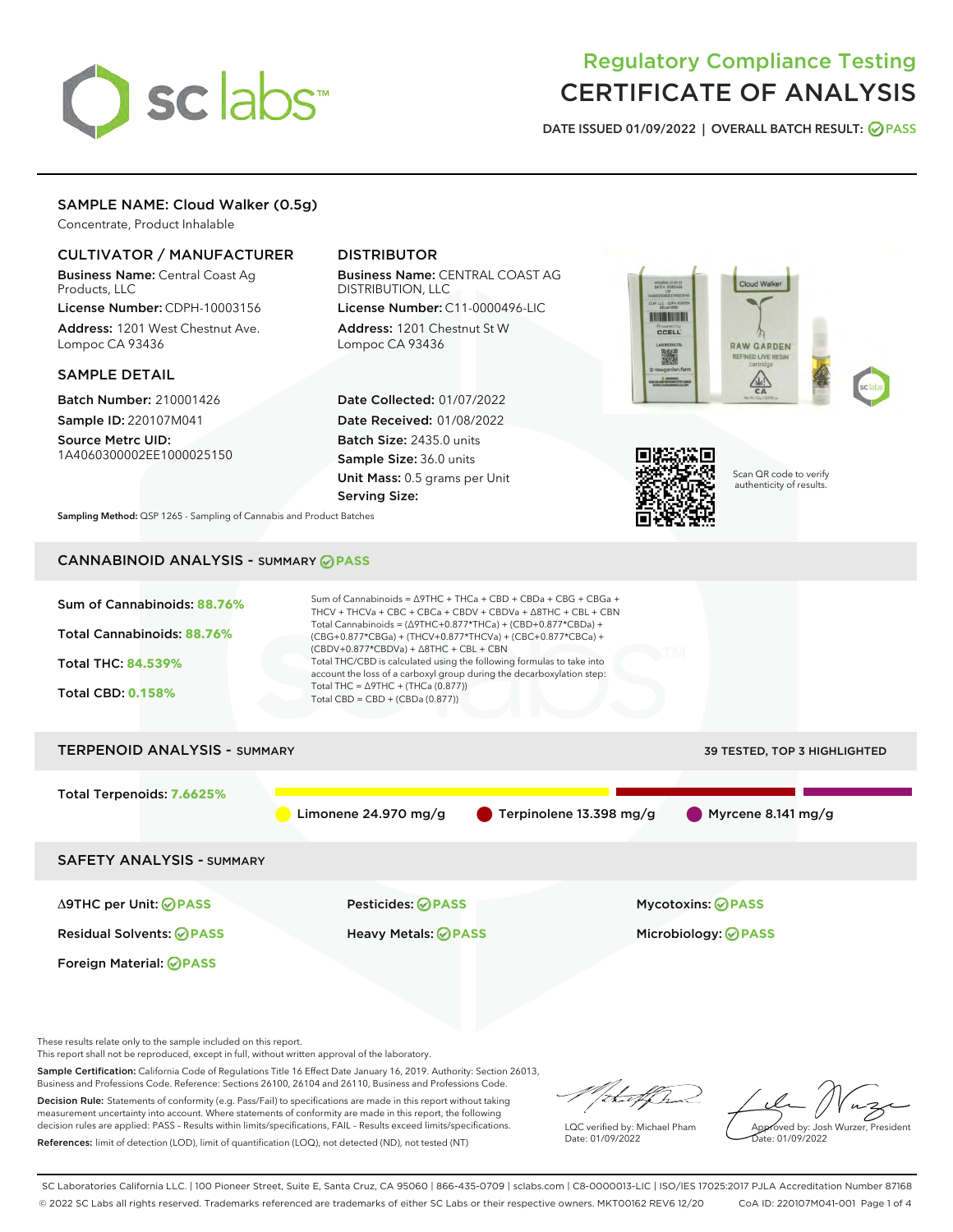# Regulatory Compliance Testing
# CERTIFICATE OF ANALYSIS

**DATE ISSUED** 01/09/2022 | **OVERALL BATCH RESULT:** PASS

## SAMPLE NAME: Cloud Walker (0.5g)

Concentrate, Product Inhalable

### CULTIVATOR / MANUFACTURER

**Business Name:** Central Coast Ag Products, LLC

**License Number:** CDPH-10003156

**Address:** 1201 West Chestnut Ave. Lompoc CA 93436

### DISTRIBUTOR

**Business Name:** CENTRAL COAST AG DISTRIBUTION, LLC

**License Number:** C11-0000496-LIC

**Address:** 1201 Chestnut St W Lompoc CA 93436

### SAMPLE DETAIL

**Batch Number:** 210001426

**Sample ID:** 220107M041

**Source Metrc UID:** 1A4060300002EE1000025150

**Date Collected:** 01/07/2022

**Date Received:** 01/08/2022

**Batch Size:** 2435.0 units

**Sample Size:** 36.0 units

**Unit Mass:** 0.5 grams per Unit

**Serving Size:**

Scan QR code to verify authenticity of results.

**Sampling Method:** QSP 1265 - Sampling of Cannabis and Product Batches

## CANNABINOID ANALYSIS - SUMMARY PASS

**Sum of Cannabinoids:** 88.76%

**Total Cannabinoids:** 88.76%

**Total THC:** 84.539%

**Total CBD:** 0.158%

Sum of Cannabinoids = Δ9THC + THCa + CBD + CBDa + CBG + CBGa + THCV + THCVa + CBC + CBCa + CBDV + CBDVa + Δ8THC + CBL + CBN

Total Cannabinoids = (Δ9THC+0.877*THCa) + (CBD+0.877*CBDa) + (CBG+0.877*CBGa) + (THCV+0.877*THCVa) + (CBC+0.877*CBCa) + (CBDV+0.877*CBDVa) + Δ8THC + CBL + CBN

Total THC/CBD is calculated using the following formulas to take into account the loss of a carboxyl group during the decarboxylation step:

Total THC = Δ9THC + (THCa (0.877))

Total CBD = CBD + (CBDa (0.877))

## TERPENOID ANALYSIS - SUMMARY

39 TESTED, TOP 3 HIGHLIGHTED

**Total Terpenoids:** 7.6625%

Limonene 24.970 mg/g | Terpinolene 13.398 mg/g | Myrcene 8.141 mg/g

## SAFETY ANALYSIS - SUMMARY

Δ9THC per Unit: PASS

Pesticides: PASS

Mycotoxins: PASS

Residual Solvents: PASS

Heavy Metals: PASS

Microbiology: PASS

Foreign Material: PASS

These results relate only to the sample included on this report.

This report shall not be reproduced, except in full, without written approval of the laboratory.

**Sample Certification:** California Code of Regulations Title 16 Effect Date January 16, 2019. Authority: Section 26013, Business and Professions Code. Reference: Sections 26100, 26104 and 26110, Business and Professions Code.

**Decision Rule:** Statements of conformity (e.g. Pass/Fail) to specifications are made in this report without taking measurement uncertainty into account. Where statements of conformity are made in this report, the following decision rules are applied: PASS – Results within limits/specifications, FAIL – Results exceed limits/specifications.

**References:** limit of detection (LOD), limit of quantification (LOQ), not detected (ND), not tested (NT)

LQC verified by: Michael Pham
Date: 01/09/2022

Approved by: Josh Wurzer, President
Date: 01/09/2022

SC Laboratories California LLC. | 100 Pioneer Street, Suite E, Santa Cruz, CA 95060 | 866-435-0709 | sclabs.com | C8-0000013-LIC | ISO/IES 17025:2017 PJLA Accreditation Number 87168

© 2022 SC Labs all rights reserved. Trademarks referenced are trademarks of either SC Labs or their respective owners. MKT00162 REV6 12/20 CoA ID: 220107M041-001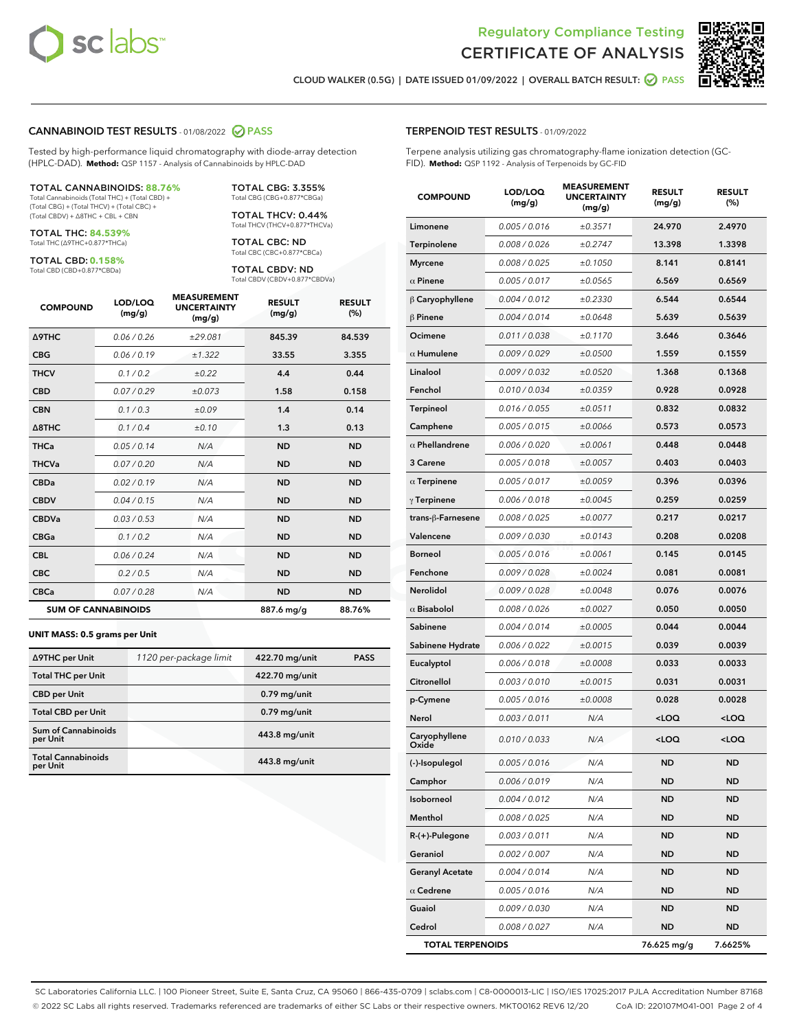Regulatory Compliance Testing
# CERTIFICATE OF ANALYSIS

CLOUD WALKER (0.5G) | DATE ISSUED 01/09/2022 | OVERALL BATCH RESULT: PASS

## CANNABINOID TEST RESULTS - 01/08/2022 PASS

Tested by high-performance liquid chromatography with diode-array detection (HPLC-DAD). **Method:** QSP 1157 - Analysis of Cannabinoids by HPLC-DAD

**TOTAL CANNABINOIDS: 88.76%**
Total Cannabinoids (Total THC) + (Total CBD) + (Total CBG) + (Total THCV) + (Total CBC) + (Total CBDV) + Δ8THC + CBL + CBN

**TOTAL THC: 84.539%**
Total THC (Δ9THC+0.877*THCa)

**TOTAL CBD: 0.158%**
Total CBD (CBD+0.877*CBDa)

**TOTAL CBG: 3.355%**
Total CBG (CBG+0.877*CBGa)

**TOTAL THCV: 0.44%**
Total THCV (THCV+0.877*THCVa)

**TOTAL CBC: ND**
Total CBC (CBC+0.877*CBCa)

**TOTAL CBDV: ND**
Total CBDV (CBDV+0.877*CBDVa)

| COMPOUND | LOD/LOQ (mg/g) | MEASUREMENT UNCERTAINTY (mg/g) | RESULT (mg/g) | RESULT (%) |
|---|---|---|---|---|
| Δ9THC | 0.06 / 0.26 | ±29.081 | 845.39 | 84.539 |
| CBG | 0.06 / 0.19 | ±1.322 | 33.55 | 3.355 |
| THCV | 0.1 / 0.2 | ±0.22 | 4.4 | 0.44 |
| CBD | 0.07 / 0.29 | ±0.073 | 1.58 | 0.158 |
| CBN | 0.1 / 0.3 | ±0.09 | 1.4 | 0.14 |
| Δ8THC | 0.1 / 0.4 | ±0.10 | 1.3 | 0.13 |
| THCa | 0.05 / 0.14 | N/A | ND | ND |
| THCVa | 0.07 / 0.20 | N/A | ND | ND |
| CBDa | 0.02 / 0.19 | N/A | ND | ND |
| CBDV | 0.04 / 0.15 | N/A | ND | ND |
| CBDVa | 0.03 / 0.53 | N/A | ND | ND |
| CBGa | 0.1 / 0.2 | N/A | ND | ND |
| CBL | 0.06 / 0.24 | N/A | ND | ND |
| CBC | 0.2 / 0.5 | N/A | ND | ND |
| CBCa | 0.07 / 0.28 | N/A | ND | ND |
| **SUM OF CANNABINOIDS** | | | 887.6 mg/g | 88.76% |

**UNIT MASS: 0.5 grams per Unit**

| | | | |
|---|---|---|---|
| Δ9THC per Unit | 1120 per-package limit | 422.70 mg/unit | PASS |
| Total THC per Unit | | 422.70 mg/unit | |
| CBD per Unit | | 0.79 mg/unit | |
| Total CBD per Unit | | 0.79 mg/unit | |
| Sum of Cannabinoids per Unit | | 443.8 mg/unit | |
| Total Cannabinoids per Unit | | 443.8 mg/unit | |

## TERPENOID TEST RESULTS - 01/09/2022

Terpene analysis utilizing gas chromatography-flame ionization detection (GC-FID). **Method:** QSP 1192 - Analysis of Terpenoids by GC-FID

| COMPOUND | LOD/LOQ (mg/g) | MEASUREMENT UNCERTAINTY (mg/g) | RESULT (mg/g) | RESULT (%) |
|---|---|---|---|---|
| Limonene | 0.005 / 0.016 | ±0.3571 | 24.970 | 2.4970 |
| Terpinolene | 0.008 / 0.026 | ±0.2747 | 13.398 | 1.3398 |
| Myrcene | 0.008 / 0.025 | ±0.1050 | 8.141 | 0.8141 |
| α Pinene | 0.005 / 0.017 | ±0.0565 | 6.569 | 0.6569 |
| β Caryophyllene | 0.004 / 0.012 | ±0.2330 | 6.544 | 0.6544 |
| β Pinene | 0.004 / 0.014 | ±0.0648 | 5.639 | 0.5639 |
| Ocimene | 0.011 / 0.038 | ±0.1170 | 3.646 | 0.3646 |
| α Humulene | 0.009 / 0.029 | ±0.0500 | 1.559 | 0.1559 |
| Linalool | 0.009 / 0.032 | ±0.0520 | 1.368 | 0.1368 |
| Fenchol | 0.010 / 0.034 | ±0.0359 | 0.928 | 0.0928 |
| Terpineol | 0.016 / 0.055 | ±0.0511 | 0.832 | 0.0832 |
| Camphene | 0.005 / 0.015 | ±0.0066 | 0.573 | 0.0573 |
| α Phellandrene | 0.006 / 0.020 | ±0.0061 | 0.448 | 0.0448 |
| 3 Carene | 0.005 / 0.018 | ±0.0057 | 0.403 | 0.0403 |
| α Terpinene | 0.005 / 0.017 | ±0.0059 | 0.396 | 0.0396 |
| γ Terpinene | 0.006 / 0.018 | ±0.0045 | 0.259 | 0.0259 |
| trans-β-Farnesene | 0.008 / 0.025 | ±0.0077 | 0.217 | 0.0217 |
| Valencene | 0.009 / 0.030 | ±0.0143 | 0.208 | 0.0208 |
| Borneol | 0.005 / 0.016 | ±0.0061 | 0.145 | 0.0145 |
| Fenchone | 0.009 / 0.028 | ±0.0024 | 0.081 | 0.0081 |
| Nerolidol | 0.009 / 0.028 | ±0.0048 | 0.076 | 0.0076 |
| α Bisabolol | 0.008 / 0.026 | ±0.0027 | 0.050 | 0.0050 |
| Sabinene | 0.004 / 0.014 | ±0.0005 | 0.044 | 0.0044 |
| Sabinene Hydrate | 0.006 / 0.022 | ±0.0015 | 0.039 | 0.0039 |
| Eucalyptol | 0.006 / 0.018 | ±0.0008 | 0.033 | 0.0033 |
| Citronellol | 0.003 / 0.010 | ±0.0015 | 0.031 | 0.0031 |
| p-Cymene | 0.005 / 0.016 | ±0.0008 | 0.028 | 0.0028 |
| Nerol | 0.003 / 0.011 | N/A | <LOQ | <LOQ |
| Caryophyllene Oxide | 0.010 / 0.033 | N/A | <LOQ | <LOQ |
| (-)-Isopulegol | 0.005 / 0.016 | N/A | ND | ND |
| Camphor | 0.006 / 0.019 | N/A | ND | ND |
| Isoborneol | 0.004 / 0.012 | N/A | ND | ND |
| Menthol | 0.008 / 0.025 | N/A | ND | ND |
| R-(+)-Pulegone | 0.003 / 0.011 | N/A | ND | ND |
| Geraniol | 0.002 / 0.007 | N/A | ND | ND |
| Geranyl Acetate | 0.004 / 0.014 | N/A | ND | ND |
| α Cedrene | 0.005 / 0.016 | N/A | ND | ND |
| Guaiol | 0.009 / 0.030 | N/A | ND | ND |
| Cedrol | 0.008 / 0.027 | N/A | ND | ND |
| **TOTAL TERPENOIDS** | | | 76.625 mg/g | 7.6625% |

SC Laboratories California LLC. | 100 Pioneer Street, Suite E, Santa Cruz, CA 95060 | 866-435-0709 | sclabs.com | C8-0000013-LIC | ISO/IES 17025:2017 PJLA Accreditation Number 87168
© 2022 SC Labs all rights reserved. Trademarks referenced are trademarks of either SC Labs or their respective owners. MKT00162 REV6 12/20 CoA ID: 220107M041-001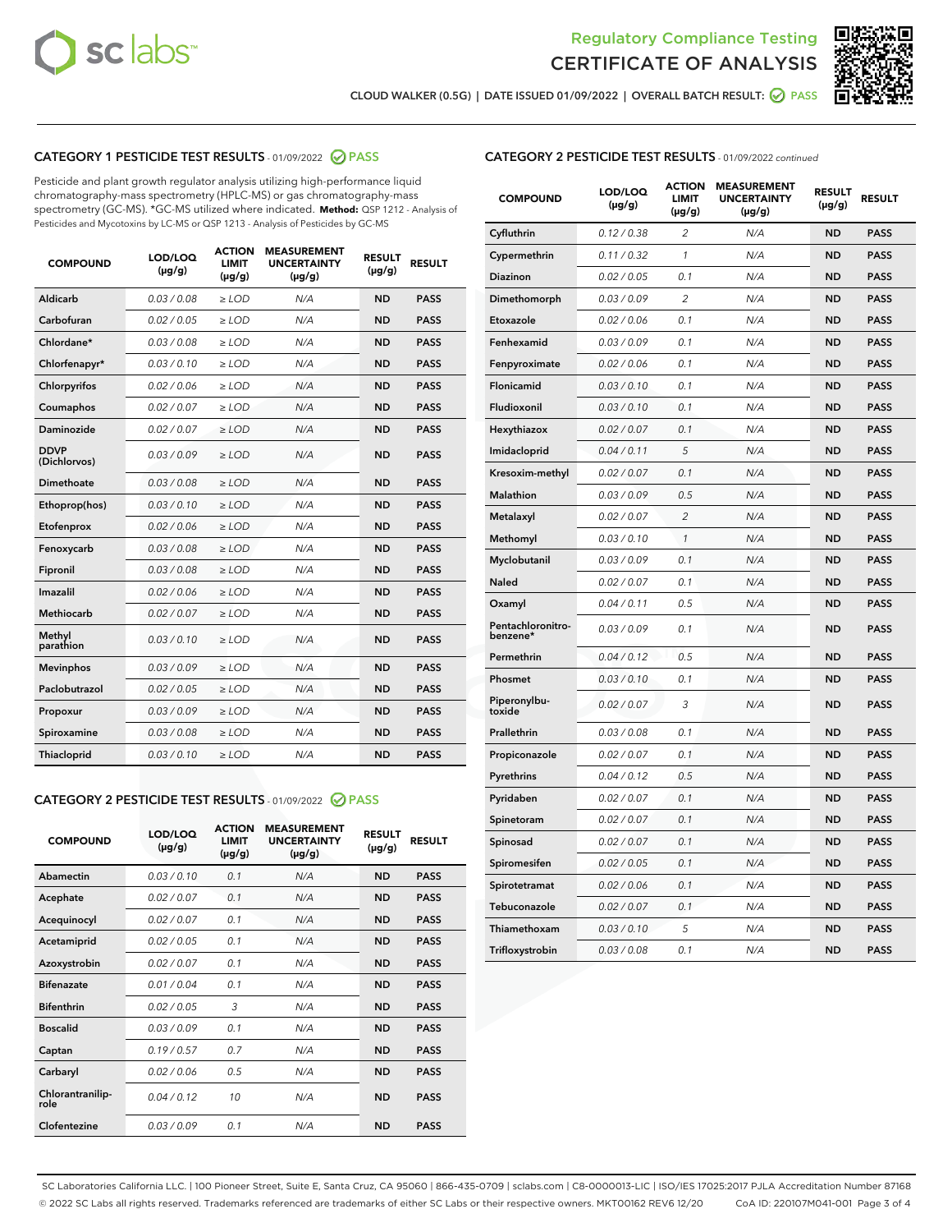Regulatory Compliance Testing
# CERTIFICATE OF ANALYSIS

CLOUD WALKER (0.5G) | DATE ISSUED 01/09/2022 | OVERALL BATCH RESULT: PASS

## CATEGORY 1 PESTICIDE TEST RESULTS - 01/09/2022 PASS

Pesticide and plant growth regulator analysis utilizing high-performance liquid chromatography-mass spectrometry (HPLC-MS) or gas chromatography-mass spectrometry (GC-MS). *GC-MS utilized where indicated. **Method:** QSP 1212 - Analysis of Pesticides and Mycotoxins by LC-MS or QSP 1213 - Analysis of Pesticides by GC-MS

| COMPOUND | LOD/LOQ (µg/g) | ACTION LIMIT (µg/g) | MEASUREMENT UNCERTAINTY (µg/g) | RESULT (µg/g) | RESULT |
|---|---|---|---|---|---|
| Aldicarb | 0.03 / 0.08 | ≥ LOD | N/A | ND | PASS |
| Carbofuran | 0.02 / 0.05 | ≥ LOD | N/A | ND | PASS |
| Chlordane* | 0.03 / 0.08 | ≥ LOD | N/A | ND | PASS |
| Chlorfenapyr* | 0.03 / 0.10 | ≥ LOD | N/A | ND | PASS |
| Chlorpyrifos | 0.02 / 0.06 | ≥ LOD | N/A | ND | PASS |
| Coumaphos | 0.02 / 0.07 | ≥ LOD | N/A | ND | PASS |
| Daminozide | 0.02 / 0.07 | ≥ LOD | N/A | ND | PASS |
| DDVP (Dichlorvos) | 0.03 / 0.09 | ≥ LOD | N/A | ND | PASS |
| Dimethoate | 0.03 / 0.08 | ≥ LOD | N/A | ND | PASS |
| Ethoprop(hos) | 0.03 / 0.10 | ≥ LOD | N/A | ND | PASS |
| Etofenprox | 0.02 / 0.06 | ≥ LOD | N/A | ND | PASS |
| Fenoxycarb | 0.03 / 0.08 | ≥ LOD | N/A | ND | PASS |
| Fipronil | 0.03 / 0.08 | ≥ LOD | N/A | ND | PASS |
| Imazalil | 0.02 / 0.06 | ≥ LOD | N/A | ND | PASS |
| Methiocarb | 0.02 / 0.07 | ≥ LOD | N/A | ND | PASS |
| Methyl parathion | 0.03 / 0.10 | ≥ LOD | N/A | ND | PASS |
| Mevinphos | 0.03 / 0.09 | ≥ LOD | N/A | ND | PASS |
| Paclobutrazol | 0.02 / 0.05 | ≥ LOD | N/A | ND | PASS |
| Propoxur | 0.03 / 0.09 | ≥ LOD | N/A | ND | PASS |
| Spiroxamine | 0.03 / 0.08 | ≥ LOD | N/A | ND | PASS |
| Thiacloprid | 0.03 / 0.10 | ≥ LOD | N/A | ND | PASS |

## CATEGORY 2 PESTICIDE TEST RESULTS - 01/09/2022 PASS

| COMPOUND | LOD/LOQ (µg/g) | ACTION LIMIT (µg/g) | MEASUREMENT UNCERTAINTY (µg/g) | RESULT (µg/g) | RESULT |
|---|---|---|---|---|---|
| Abamectin | 0.03 / 0.10 | 0.1 | N/A | ND | PASS |
| Acephate | 0.02 / 0.07 | 0.1 | N/A | ND | PASS |
| Acequinocyl | 0.02 / 0.07 | 0.1 | N/A | ND | PASS |
| Acetamiprid | 0.02 / 0.05 | 0.1 | N/A | ND | PASS |
| Azoxystrobin | 0.02 / 0.07 | 0.1 | N/A | ND | PASS |
| Bifenazate | 0.01 / 0.04 | 0.1 | N/A | ND | PASS |
| Bifenthrin | 0.02 / 0.05 | 3 | N/A | ND | PASS |
| Boscalid | 0.03 / 0.09 | 0.1 | N/A | ND | PASS |
| Captan | 0.19 / 0.57 | 0.7 | N/A | ND | PASS |
| Carbaryl | 0.02 / 0.06 | 0.5 | N/A | ND | PASS |
| Chlorantraniliprole | 0.04 / 0.12 | 10 | N/A | ND | PASS |
| Clofentezine | 0.03 / 0.09 | 0.1 | N/A | ND | PASS |
| Cyfluthrin | 0.12 / 0.38 | 2 | N/A | ND | PASS |
| Cypermethrin | 0.11 / 0.32 | 1 | N/A | ND | PASS |
| Diazinon | 0.02 / 0.05 | 0.1 | N/A | ND | PASS |
| Dimethomorph | 0.03 / 0.09 | 2 | N/A | ND | PASS |
| Etoxazole | 0.02 / 0.06 | 0.1 | N/A | ND | PASS |
| Fenhexamid | 0.03 / 0.09 | 0.1 | N/A | ND | PASS |
| Fenpyroximate | 0.02 / 0.06 | 0.1 | N/A | ND | PASS |
| Flonicamid | 0.03 / 0.10 | 0.1 | N/A | ND | PASS |
| Fludioxonil | 0.03 / 0.10 | 0.1 | N/A | ND | PASS |
| Hexythiazox | 0.02 / 0.07 | 0.1 | N/A | ND | PASS |
| Imidacloprid | 0.04 / 0.11 | 5 | N/A | ND | PASS |
| Kresoxim-methyl | 0.02 / 0.07 | 0.1 | N/A | ND | PASS |
| Malathion | 0.03 / 0.09 | 0.5 | N/A | ND | PASS |
| Metalaxyl | 0.02 / 0.07 | 2 | N/A | ND | PASS |
| Methomyl | 0.03 / 0.10 | 1 | N/A | ND | PASS |
| Myclobutanil | 0.03 / 0.09 | 0.1 | N/A | ND | PASS |
| Naled | 0.02 / 0.07 | 0.1 | N/A | ND | PASS |
| Oxamyl | 0.04 / 0.11 | 0.5 | N/A | ND | PASS |
| Pentachloronitrobenzene* | 0.03 / 0.09 | 0.1 | N/A | ND | PASS |
| Permethrin | 0.04 / 0.12 | 0.5 | N/A | ND | PASS |
| Phosmet | 0.03 / 0.10 | 0.1 | N/A | ND | PASS |
| Piperonylbutoxide | 0.02 / 0.07 | 3 | N/A | ND | PASS |
| Prallethrin | 0.03 / 0.08 | 0.1 | N/A | ND | PASS |
| Propiconazole | 0.02 / 0.07 | 0.1 | N/A | ND | PASS |
| Pyrethrins | 0.04 / 0.12 | 0.5 | N/A | ND | PASS |
| Pyridaben | 0.02 / 0.07 | 0.1 | N/A | ND | PASS |
| Spinetoram | 0.02 / 0.07 | 0.1 | N/A | ND | PASS |
| Spinosad | 0.02 / 0.07 | 0.1 | N/A | ND | PASS |
| Spiromesifen | 0.02 / 0.05 | 0.1 | N/A | ND | PASS |
| Spirotetramat | 0.02 / 0.06 | 0.1 | N/A | ND | PASS |
| Tebuconazole | 0.02 / 0.07 | 0.1 | N/A | ND | PASS |
| Thiamethoxam | 0.03 / 0.10 | 5 | N/A | ND | PASS |
| Trifloxystrobin | 0.03 / 0.08 | 0.1 | N/A | ND | PASS |

SC Laboratories California LLC. | 100 Pioneer Street, Suite E, Santa Cruz, CA 95060 | 866-435-0709 | sclabs.com | C8-0000013-LIC | ISO/IES 17025:2017 PJLA Accreditation Number 87168
© 2022 SC Labs all rights reserved. Trademarks referenced are trademarks of either SC Labs or their respective owners. MKT00162 REV6 12/20 CoA ID: 220107M041-001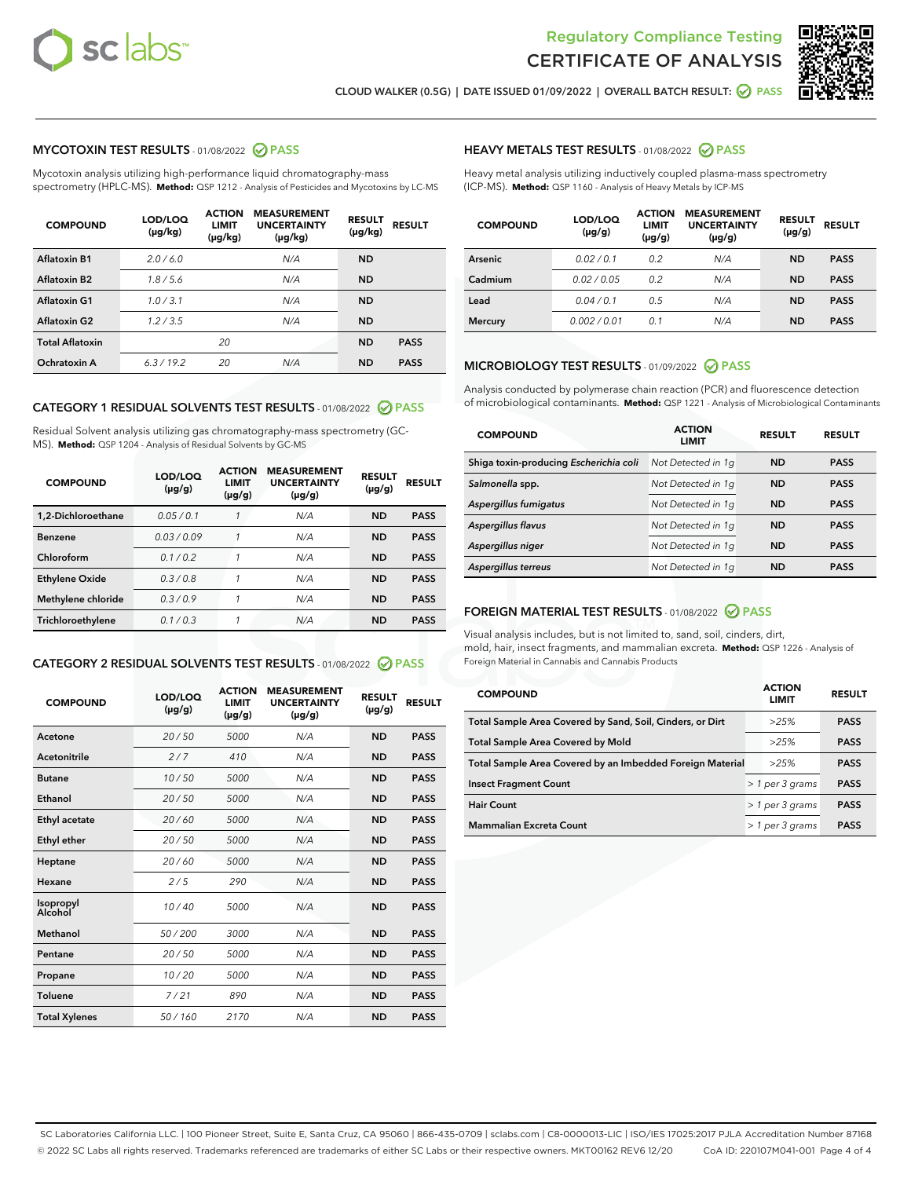Regulatory Compliance Testing

# CERTIFICATE OF ANALYSIS

CLOUD WALKER (0.5G) | DATE ISSUED 01/09/2022 | OVERALL BATCH RESULT: PASS

## MYCOTOXIN TEST RESULTS - 01/08/2022 PASS

Mycotoxin analysis utilizing high-performance liquid chromatography-mass spectrometry (HPLC-MS). **Method:** QSP 1212 - Analysis of Pesticides and Mycotoxins by LC-MS

| COMPOUND | LOD/LOQ (µg/kg) | ACTION LIMIT (µg/kg) | MEASUREMENT UNCERTAINTY (µg/kg) | RESULT (µg/kg) | RESULT |
|---|---|---|---|---|---|
| Aflatoxin B1 | 2.0 / 6.0 | | N/A | ND | |
| Aflatoxin B2 | 1.8 / 5.6 | | N/A | ND | |
| Aflatoxin G1 | 1.0 / 3.1 | | N/A | ND | |
| Aflatoxin G2 | 1.2 / 3.5 | | N/A | ND | |
| Total Aflatoxin | | 20 | | ND | PASS |
| Ochratoxin A | 6.3 / 19.2 | 20 | N/A | ND | PASS |

## CATEGORY 1 RESIDUAL SOLVENTS TEST RESULTS - 01/08/2022 PASS

Residual Solvent analysis utilizing gas chromatography-mass spectrometry (GC-MS). **Method:** QSP 1204 - Analysis of Residual Solvents by GC-MS

| COMPOUND | LOD/LOQ (µg/g) | ACTION LIMIT (µg/g) | MEASUREMENT UNCERTAINTY (µg/g) | RESULT (µg/g) | RESULT |
|---|---|---|---|---|---|
| 1,2-Dichloroethane | 0.05 / 0.1 | 1 | N/A | ND | PASS |
| Benzene | 0.03 / 0.09 | 1 | N/A | ND | PASS |
| Chloroform | 0.1 / 0.2 | 1 | N/A | ND | PASS |
| Ethylene Oxide | 0.3 / 0.8 | 1 | N/A | ND | PASS |
| Methylene chloride | 0.3 / 0.9 | 1 | N/A | ND | PASS |
| Trichloroethylene | 0.1 / 0.3 | 1 | N/A | ND | PASS |

## CATEGORY 2 RESIDUAL SOLVENTS TEST RESULTS - 01/08/2022 PASS

| COMPOUND | LOD/LOQ (µg/g) | ACTION LIMIT (µg/g) | MEASUREMENT UNCERTAINTY (µg/g) | RESULT (µg/g) | RESULT |
|---|---|---|---|---|---|
| Acetone | 20 / 50 | 5000 | N/A | ND | PASS |
| Acetonitrile | 2 / 7 | 410 | N/A | ND | PASS |
| Butane | 10 / 50 | 5000 | N/A | ND | PASS |
| Ethanol | 20 / 50 | 5000 | N/A | ND | PASS |
| Ethyl acetate | 20 / 60 | 5000 | N/A | ND | PASS |
| Ethyl ether | 20 / 50 | 5000 | N/A | ND | PASS |
| Heptane | 20 / 60 | 5000 | N/A | ND | PASS |
| Hexane | 2 / 5 | 290 | N/A | ND | PASS |
| Isopropyl Alcohol | 10 / 40 | 5000 | N/A | ND | PASS |
| Methanol | 50 / 200 | 3000 | N/A | ND | PASS |
| Pentane | 20 / 50 | 5000 | N/A | ND | PASS |
| Propane | 10 / 20 | 5000 | N/A | ND | PASS |
| Toluene | 7 / 21 | 890 | N/A | ND | PASS |
| Total Xylenes | 50 / 160 | 2170 | N/A | ND | PASS |

## HEAVY METALS TEST RESULTS - 01/08/2022 PASS

Heavy metal analysis utilizing inductively coupled plasma-mass spectrometry (ICP-MS). **Method:** QSP 1160 - Analysis of Heavy Metals by ICP-MS

| COMPOUND | LOD/LOQ (µg/g) | ACTION LIMIT (µg/g) | MEASUREMENT UNCERTAINTY (µg/g) | RESULT (µg/g) | RESULT |
|---|---|---|---|---|---|
| Arsenic | 0.02 / 0.1 | 0.2 | N/A | ND | PASS |
| Cadmium | 0.02 / 0.05 | 0.2 | N/A | ND | PASS |
| Lead | 0.04 / 0.1 | 0.5 | N/A | ND | PASS |
| Mercury | 0.002 / 0.01 | 0.1 | N/A | ND | PASS |

## MICROBIOLOGY TEST RESULTS - 01/09/2022 PASS

Analysis conducted by polymerase chain reaction (PCR) and fluorescence detection of microbiological contaminants. **Method:** QSP 1221 - Analysis of Microbiological Contaminants

| COMPOUND | ACTION LIMIT | RESULT | RESULT |
|---|---|---|---|
| Shiga toxin-producing *Escherichia coli* | Not Detected in 1g | ND | PASS |
| *Salmonella* spp. | Not Detected in 1g | ND | PASS |
| *Aspergillus fumigatus* | Not Detected in 1g | ND | PASS |
| *Aspergillus flavus* | Not Detected in 1g | ND | PASS |
| *Aspergillus niger* | Not Detected in 1g | ND | PASS |
| *Aspergillus terreus* | Not Detected in 1g | ND | PASS |

## FOREIGN MATERIAL TEST RESULTS - 01/08/2022 PASS

Visual analysis includes, but is not limited to, sand, soil, cinders, dirt, mold, hair, insect fragments, and mammalian excreta. **Method:** QSP 1226 - Analysis of Foreign Material in Cannabis and Cannabis Products

| COMPOUND | ACTION LIMIT | RESULT |
|---|---|---|
| Total Sample Area Covered by Sand, Soil, Cinders, or Dirt | >25% | PASS |
| Total Sample Area Covered by Mold | >25% | PASS |
| Total Sample Area Covered by an Imbedded Foreign Material | >25% | PASS |
| Insect Fragment Count | > 1 per 3 grams | PASS |
| Hair Count | > 1 per 3 grams | PASS |
| Mammalian Excreta Count | > 1 per 3 grams | PASS |

SC Laboratories California LLC. | 100 Pioneer Street, Suite E, Santa Cruz, CA 95060 | 866-435-0709 | sclabs.com | C8-0000013-LIC | ISO/IES 17025:2017 PJLA Accreditation Number 87168
© 2022 SC Labs all rights reserved. Trademarks referenced are trademarks of either SC Labs or their respective owners. MKT00162 REV6 12/20 CoA ID: 220107M041-001